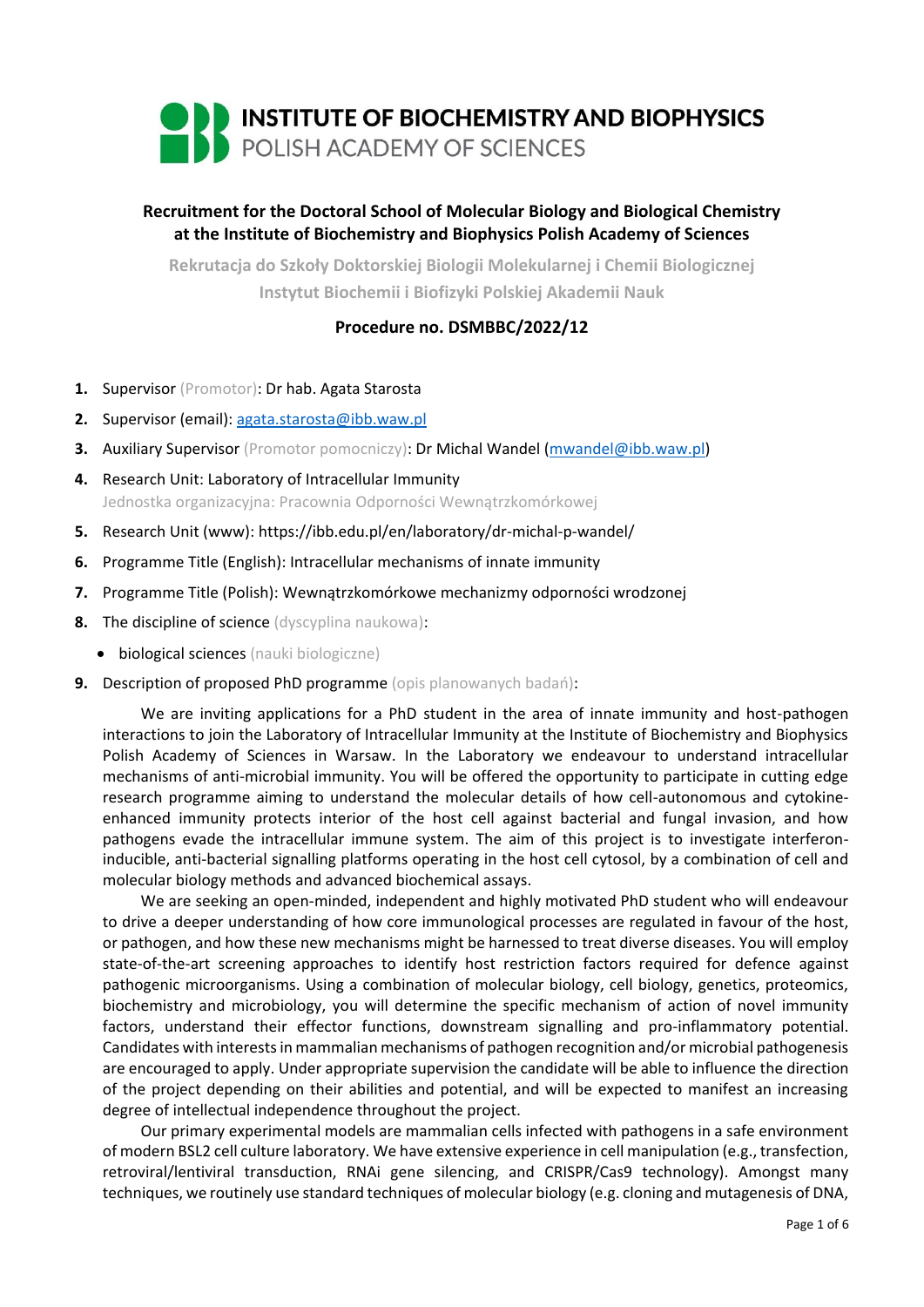# INSTITUTE OF BIOCHEMISTRY AND BIOPHYSICS
## POLISH ACADEMY OF SCIENCES

**Recruitment for the Doctoral School of Molecular Biology and Biological Chemistry at the Institute of Biochemistry and Biophysics Polish Academy of Sciences**

**Rekrutacja do Szkoły Doktorskiej Biologii Molekularnej i Chemii Biologicznej Instytut Biochemii i Biofizyki Polskiej Akademii Nauk**

**Procedure no. DSMBBC/2022/12**

1. Supervisor (Promotor): Dr hab. Agata Starosta
2. Supervisor (email): agata.starosta@ibb.waw.pl
3. Auxiliary Supervisor (Promotor pomocniczy): Dr Michal Wandel (mwandel@ibb.waw.pl)
4. Research Unit: Laboratory of Intracellular Immunity
   Jednostka organizacyjna: Pracownia Odporności Wewnątrzkomórkowej
5. Research Unit (www): https://ibb.edu.pl/en/laboratory/dr-michal-p-wandel/
6. Programme Title (English): Intracellular mechanisms of innate immunity
7. Programme Title (Polish): Wewnątrzkomórkowe mechanizmy odporności wrodzonej
8. The discipline of science (dyscyplina naukowa):
   - biological sciences (nauki biologiczne)
9. Description of proposed PhD programme (opis planowanych badań):

We are inviting applications for a PhD student in the area of innate immunity and host-pathogen interactions to join the Laboratory of Intracellular Immunity at the Institute of Biochemistry and Biophysics Polish Academy of Sciences in Warsaw. In the Laboratory we endeavour to understand intracellular mechanisms of anti-microbial immunity. You will be offered the opportunity to participate in cutting edge research programme aiming to understand the molecular details of how cell-autonomous and cytokine-enhanced immunity protects interior of the host cell against bacterial and fungal invasion, and how pathogens evade the intracellular immune system. The aim of this project is to investigate interferon-inducible, anti-bacterial signalling platforms operating in the host cell cytosol, by a combination of cell and molecular biology methods and advanced biochemical assays.

We are seeking an open-minded, independent and highly motivated PhD student who will endeavour to drive a deeper understanding of how core immunological processes are regulated in favour of the host, or pathogen, and how these new mechanisms might be harnessed to treat diverse diseases. You will employ state-of-the-art screening approaches to identify host restriction factors required for defence against pathogenic microorganisms. Using a combination of molecular biology, cell biology, genetics, proteomics, biochemistry and microbiology, you will determine the specific mechanism of action of novel immunity factors, understand their effector functions, downstream signalling and pro-inflammatory potential. Candidates with interests in mammalian mechanisms of pathogen recognition and/or microbial pathogenesis are encouraged to apply. Under appropriate supervision the candidate will be able to influence the direction of the project depending on their abilities and potential, and will be expected to manifest an increasing degree of intellectual independence throughout the project.

Our primary experimental models are mammalian cells infected with pathogens in a safe environment of modern BSL2 cell culture laboratory. We have extensive experience in cell manipulation (e.g., transfection, retroviral/lentiviral transduction, RNAi gene silencing, and CRISPR/Cas9 technology). Amongst many techniques, we routinely use standard techniques of molecular biology (e.g. cloning and mutagenesis of DNA,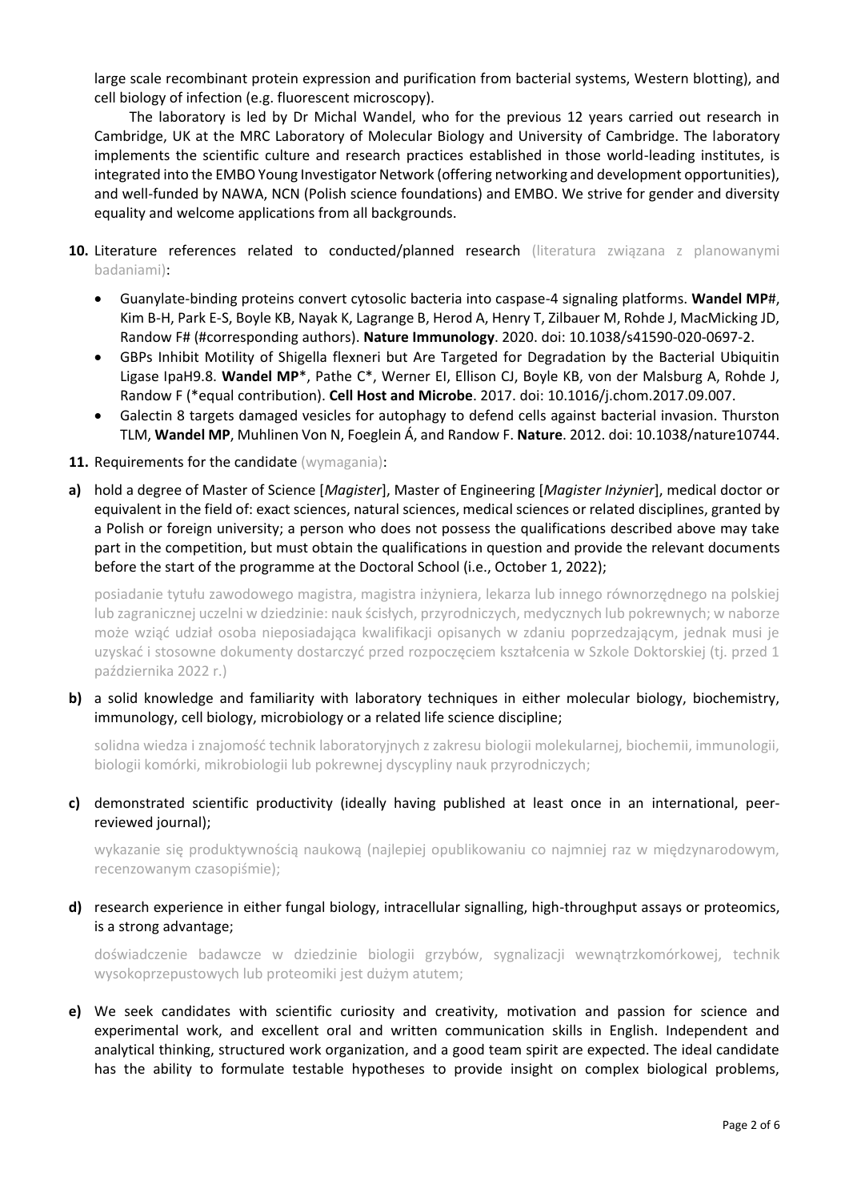large scale recombinant protein expression and purification from bacterial systems, Western blotting), and cell biology of infection (e.g. fluorescent microscopy).

The laboratory is led by Dr Michal Wandel, who for the previous 12 years carried out research in Cambridge, UK at the MRC Laboratory of Molecular Biology and University of Cambridge. The laboratory implements the scientific culture and research practices established in those world-leading institutes, is integrated into the EMBO Young Investigator Network (offering networking and development opportunities), and well-funded by NAWA, NCN (Polish science foundations) and EMBO. We strive for gender and diversity equality and welcome applications from all backgrounds.

**10.** Literature references related to conducted/planned research (literatura związana z planowanymi badaniami):

- Guanylate-binding proteins convert cytosolic bacteria into caspase-4 signaling platforms. **Wandel MP**#, Kim B-H, Park E-S, Boyle KB, Nayak K, Lagrange B, Herod A, Henry T, Zilbauer M, Rohde J, MacMicking JD, Randow F# (#corresponding authors). **Nature Immunology**. 2020. doi: 10.1038/s41590-020-0697-2.
- GBPs Inhibit Motility of Shigella flexneri but Are Targeted for Degradation by the Bacterial Ubiquitin Ligase IpaH9.8. **Wandel MP***, Pathe C*, Werner EI, Ellison CJ, Boyle KB, von der Malsburg A, Rohde J, Randow F (*equal contribution). **Cell Host and Microbe**. 2017. doi: 10.1016/j.chom.2017.09.007.
- Galectin 8 targets damaged vesicles for autophagy to defend cells against bacterial invasion. Thurston TLM, **Wandel MP**, Muhlinen Von N, Foeglein Á, and Randow F. **Nature**. 2012. doi: 10.1038/nature10744.

**11.** Requirements for the candidate (wymagania):

**a)** hold a degree of Master of Science [*Magister*], Master of Engineering [*Magister Inżynier*], medical doctor or equivalent in the field of: exact sciences, natural sciences, medical sciences or related disciplines, granted by a Polish or foreign university; a person who does not possess the qualifications described above may take part in the competition, but must obtain the qualifications in question and provide the relevant documents before the start of the programme at the Doctoral School (i.e., October 1, 2022);

posiadanie tytułu zawodowego magistra, magistra inżyniera, lekarza lub innego równorzędnego na polskiej lub zagranicznej uczelni w dziedzinie: nauk ścisłych, przyrodniczych, medycznych lub pokrewnych; w naborze może wziąć udział osoba nieposiadająca kwalifikacji opisanych w zdaniu poprzedzającym, jednak musi je uzyskać i stosowne dokumenty dostarczyć przed rozpoczęciem kształcenia w Szkole Doktorskiej (tj. przed 1 października 2022 r.)

**b)** a solid knowledge and familiarity with laboratory techniques in either molecular biology, biochemistry, immunology, cell biology, microbiology or a related life science discipline;

solidna wiedza i znajomość technik laboratoryjnych z zakresu biologii molekularnej, biochemii, immunologii, biologii komórki, mikrobiologii lub pokrewnej dyscypliny nauk przyrodniczych;

**c)** demonstrated scientific productivity (ideally having published at least once in an international, peer-reviewed journal);

wykazanie się produktywnością naukową (najlepiej opublikowaniu co najmniej raz w międzynarodowym, recenzowanym czasopiśmie);

**d)** research experience in either fungal biology, intracellular signalling, high-throughput assays or proteomics, is a strong advantage;

doświadczenie badawcze w dziedzinie biologii grzybów, sygnalizacji wewnątrzkomórkowej, technik wysokoprzepustowych lub proteomiki jest dużym atutem;

**e)** We seek candidates with scientific curiosity and creativity, motivation and passion for science and experimental work, and excellent oral and written communication skills in English. Independent and analytical thinking, structured work organization, and a good team spirit are expected. The ideal candidate has the ability to formulate testable hypotheses to provide insight on complex biological problems,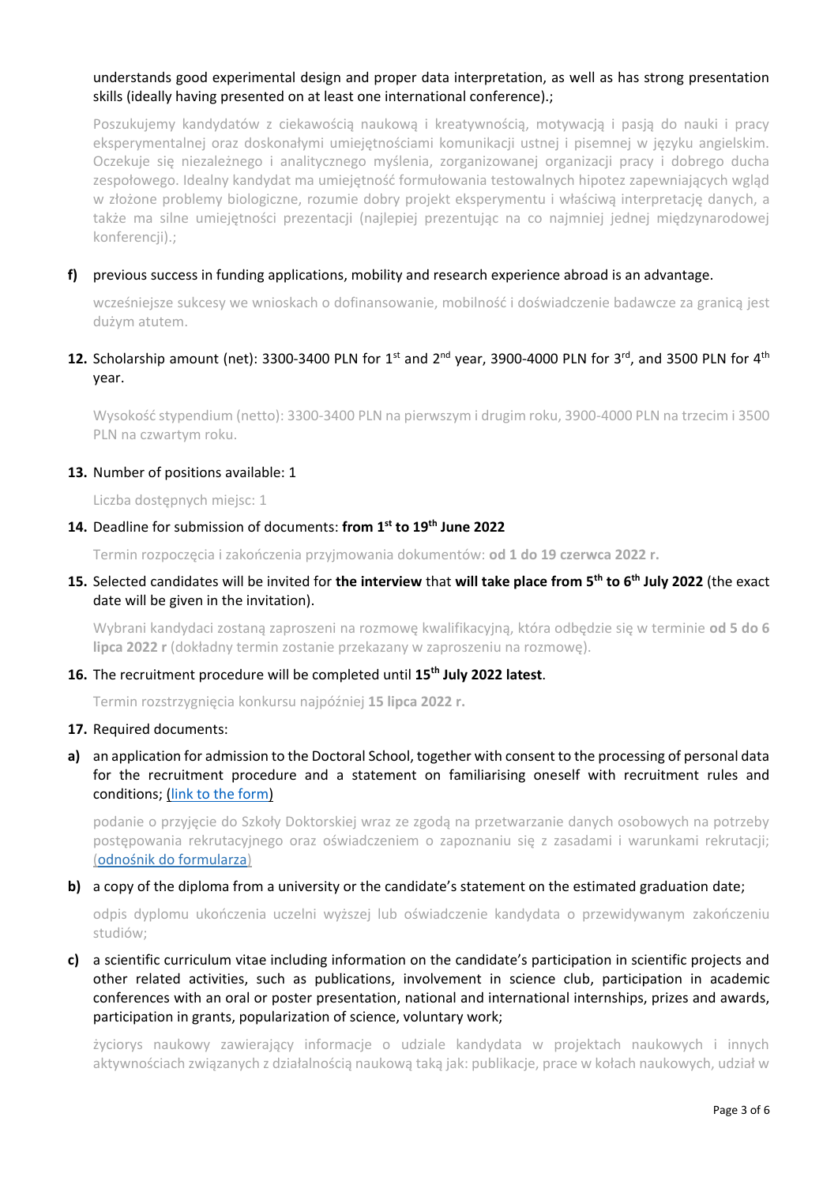understands good experimental design and proper data interpretation, as well as has strong presentation skills (ideally having presented on at least one international conference).;

Poszukujemy kandydatów z ciekawością naukową i kreatywnością, motywacją i pasją do nauki i pracy eksperymentalnej oraz doskonałymi umiejętnościami komunikacji ustnej i pisemnej w języku angielskim. Oczekuje się niezależnego i analitycznego myślenia, zorganizowanej organizacji pracy i dobrego ducha zespołowego. Idealny kandydat ma umiejętność formułowania testowalnych hipotez zapewniających wgląd w złożone problemy biologiczne, rozumie dobry projekt eksperymentu i właściwą interpretację danych, a także ma silne umiejętności prezentacji (najlepiej prezentując na co najmniej jednej międzynarodowej konferencji).;

**f)** previous success in funding applications, mobility and research experience abroad is an advantage.

wcześniejsze sukcesy we wnioskach o dofinansowanie, mobilność i doświadczenie badawcze za granicą jest dużym atutem.

**12.** Scholarship amount (net): 3300-3400 PLN for 1st and 2nd year, 3900-4000 PLN for 3rd, and 3500 PLN for 4th year.

Wysokość stypendium (netto): 3300-3400 PLN na pierwszym i drugim roku, 3900-4000 PLN na trzecim i 3500 PLN na czwartym roku.

**13.** Number of positions available: 1

Liczba dostępnych miejsc: 1

**14.** Deadline for submission of documents: **from 1st to 19th June 2022**

Termin rozpoczęcia i zakończenia przyjmowania dokumentów: **od 1 do 19 czerwca 2022 r.**

**15.** Selected candidates will be invited for **the interview** that **will take place from 5th to 6th July 2022** (the exact date will be given in the invitation).

Wybrani kandydaci zostaną zaproszeni na rozmowę kwalifikacyjną, która odbędzie się w terminie **od 5 do 6 lipca 2022 r** (dokładny termin zostanie przekazany w zaproszeniu na rozmowę).

**16.** The recruitment procedure will be completed until **15th July 2022 latest**.

Termin rozstrzygnięcia konkursu najpóźniej **15 lipca 2022 r.**

**17.** Required documents:

**a)** an application for admission to the Doctoral School, together with consent to the processing of personal data for the recruitment procedure and a statement on familiarising oneself with recruitment rules and conditions; (link to the form)

podanie o przyjęcie do Szkoły Doktorskiej wraz ze zgodą na przetwarzanie danych osobowych na potrzeby postępowania rekrutacyjnego oraz oświadczeniem o zapoznaniu się z zasadami i warunkami rekrutacji; (odnośnik do formularza)

**b)** a copy of the diploma from a university or the candidate's statement on the estimated graduation date;

odpis dyplomu ukończenia uczelni wyższej lub oświadczenie kandydata o przewidywanym zakończeniu studiów;

**c)** a scientific curriculum vitae including information on the candidate's participation in scientific projects and other related activities, such as publications, involvement in science club, participation in academic conferences with an oral or poster presentation, national and international internships, prizes and awards, participation in grants, popularization of science, voluntary work;

życiorys naukowy zawierający informacje o udziale kandydata w projektach naukowych i innych aktywnościach związanych z działalnością naukową taką jak: publikacje, prace w kołach naukowych, udział w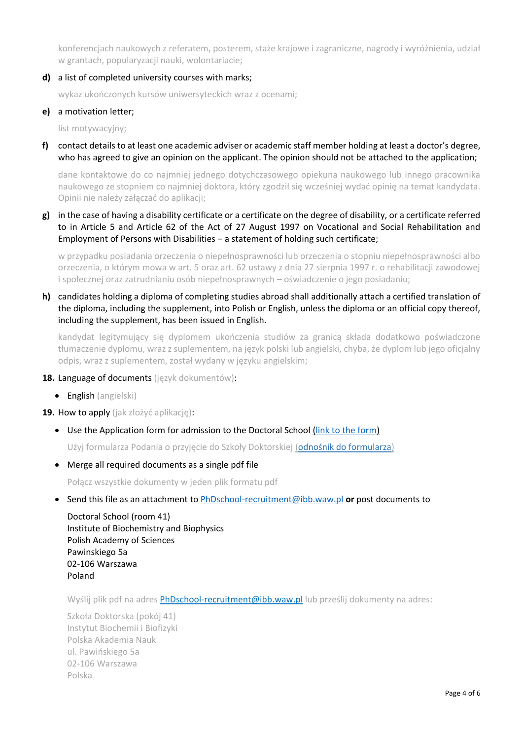konferencjach naukowych z referatem, posterem, staże krajowe i zagraniczne, nagrody i wyróżnienia, udział w grantach, popularyzacji nauki, wolontariacie;

**d)** a list of completed university courses with marks;

wykaz ukończonych kursów uniwersyteckich wraz z ocenami;

**e)** a motivation letter;

list motywacyjny;

**f)** contact details to at least one academic adviser or academic staff member holding at least a doctor's degree, who has agreed to give an opinion on the applicant. The opinion should not be attached to the application;

dane kontaktowe do co najmniej jednego dotychczasowego opiekuna naukowego lub innego pracownika naukowego ze stopniem co najmniej doktora, który zgodził się wcześniej wydać opinię na temat kandydata. Opinii nie należy załączać do aplikacji;

**g)** in the case of having a disability certificate or a certificate on the degree of disability, or a certificate referred to in Article 5 and Article 62 of the Act of 27 August 1997 on Vocational and Social Rehabilitation and Employment of Persons with Disabilities – a statement of holding such certificate;

w przypadku posiadania orzeczenia o niepełnosprawności lub orzeczenia o stopniu niepełnosprawności albo orzeczenia, o którym mowa w art. 5 oraz art. 62 ustawy z dnia 27 sierpnia 1997 r. o rehabilitacji zawodowej i społecznej oraz zatrudnianiu osób niepełnosprawnych – oświadczenie o jego posiadaniu;

**h)** candidates holding a diploma of completing studies abroad shall additionally attach a certified translation of the diploma, including the supplement, into Polish or English, unless the diploma or an official copy thereof, including the supplement, has been issued in English.

kandydat legitymujący się dyplomem ukończenia studiów za granicą składa dodatkowo poświadczone tłumaczenie dyplomu, wraz z suplementem, na język polski lub angielski, chyba, że dyplom lub jego oficjalny odpis, wraz z suplementem, został wydany w języku angielskim;

**18.** Language of documents (język dokumentów):

- English (angielski)

**19.** How to apply (jak złożyć aplikację):

- Use the Application form for admission to the Doctoral School (link to the form)

  Użyj formularza Podania o przyjęcie do Szkoły Doktorskiej (odnośnik do formularza)

- Merge all required documents as a single pdf file

  Połącz wszystkie dokumenty w jeden plik formatu pdf

- Send this file as an attachment to PhDschool-recruitment@ibb.waw.pl **or** post documents to

  Doctoral School (room 41)
  Institute of Biochemistry and Biophysics
  Polish Academy of Sciences
  Pawinskiego 5a
  02-106 Warszawa
  Poland

  Wyślij plik pdf na adres PhDschool-recruitment@ibb.waw.pl lub prześlij dokumenty na adres:

  Szkoła Doktorska (pokój 41)
  Instytut Biochemii i Biofizyki
  Polska Akademia Nauk
  ul. Pawińskiego 5a
  02-106 Warszawa
  Polska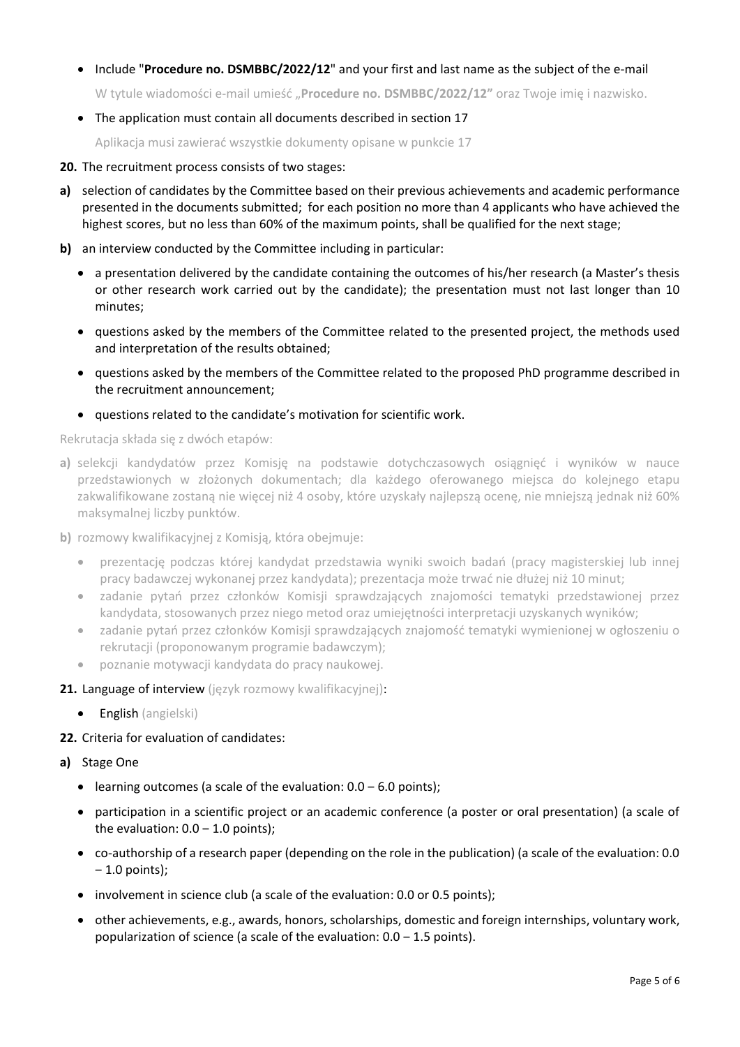- Include "**Procedure no. DSMBBC/2022/12**" and your first and last name as the subject of the e-mail

  W tytule wiadomości e-mail umieść „**Procedure no. DSMBBC/2022/12"** oraz Twoje imię i nazwisko.

- The application must contain all documents described in section 17

  Aplikacja musi zawierać wszystkie dokumenty opisane w punkcie 17

**20.** The recruitment process consists of two stages:

**a)** selection of candidates by the Committee based on their previous achievements and academic performance presented in the documents submitted; for each position no more than 4 applicants who have achieved the highest scores, but no less than 60% of the maximum points, shall be qualified for the next stage;

**b)** an interview conducted by the Committee including in particular:

- a presentation delivered by the candidate containing the outcomes of his/her research (a Master's thesis or other research work carried out by the candidate); the presentation must not last longer than 10 minutes;
- questions asked by the members of the Committee related to the presented project, the methods used and interpretation of the results obtained;
- questions asked by the members of the Committee related to the proposed PhD programme described in the recruitment announcement;
- questions related to the candidate's motivation for scientific work.

Rekrutacja składa się z dwóch etapów:

**a)** selekcji kandydatów przez Komisję na podstawie dotychczasowych osiągnięć i wyników w nauce przedstawionych w złożonych dokumentach; dla każdego oferowanego miejsca do kolejnego etapu zakwalifikowane zostaną nie więcej niż 4 osoby, które uzyskały najlepszą ocenę, nie mniejszą jednak niż 60% maksymalnej liczby punktów.

**b)** rozmowy kwalifikacyjnej z Komisją, która obejmuje:

- prezentację podczas której kandydat przedstawia wyniki swoich badań (pracy magisterskiej lub innej pracy badawczej wykonanej przez kandydata); prezentacja może trwać nie dłużej niż 10 minut;
- zadanie pytań przez członków Komisji sprawdzających znajomości tematyki przedstawionej przez kandydata, stosowanych przez niego metod oraz umiejętności interpretacji uzyskanych wyników;
- zadanie pytań przez członków Komisji sprawdzających znajomość tematyki wymienionej w ogłoszeniu o rekrutacji (proponowanym programie badawczym);
- poznanie motywacji kandydata do pracy naukowej.

**21.** Language of interview (język rozmowy kwalifikacyjnej):

- **English** (angielski)

**22.** Criteria for evaluation of candidates:

**a)** Stage One

- learning outcomes (a scale of the evaluation: 0.0 – 6.0 points);
- participation in a scientific project or an academic conference (a poster or oral presentation) (a scale of the evaluation: 0.0 – 1.0 points);
- co-authorship of a research paper (depending on the role in the publication) (a scale of the evaluation: 0.0 – 1.0 points);
- involvement in science club (a scale of the evaluation: 0.0 or 0.5 points);
- other achievements, e.g., awards, honors, scholarships, domestic and foreign internships, voluntary work, popularization of science (a scale of the evaluation: 0.0 – 1.5 points).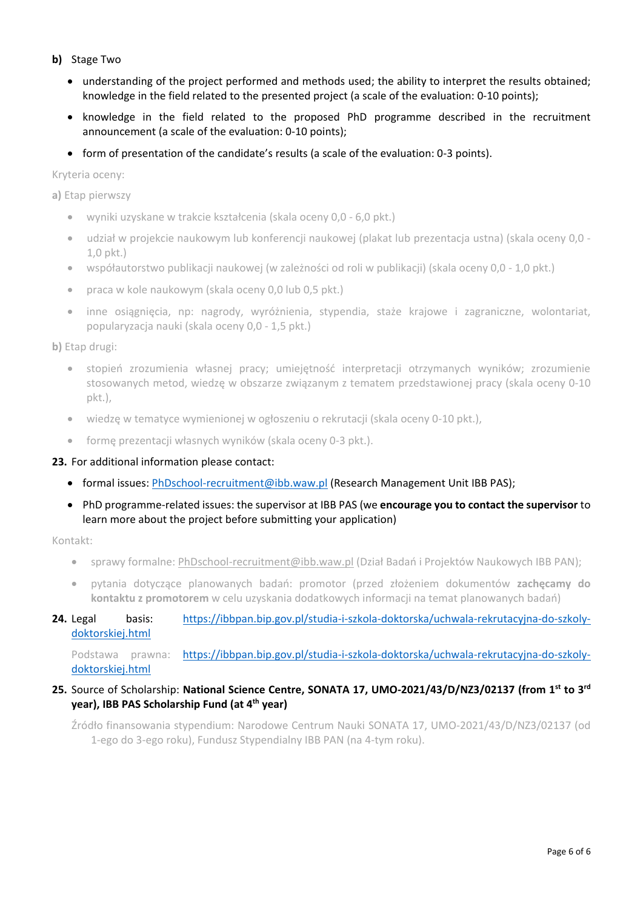**b)** Stage Two

- understanding of the project performed and methods used; the ability to interpret the results obtained; knowledge in the field related to the presented project (a scale of the evaluation: 0-10 points);
- knowledge in the field related to the proposed PhD programme described in the recruitment announcement (a scale of the evaluation: 0-10 points);
- form of presentation of the candidate's results (a scale of the evaluation: 0-3 points).

Kryteria oceny:

**a)** Etap pierwszy

- wyniki uzyskane w trakcie kształcenia (skala oceny 0,0 - 6,0 pkt.)
- udział w projekcie naukowym lub konferencji naukowej (plakat lub prezentacja ustna) (skala oceny 0,0 - 1,0 pkt.)
- współautorstwo publikacji naukowej (w zależności od roli w publikacji) (skala oceny 0,0 - 1,0 pkt.)
- praca w kole naukowym (skala oceny 0,0 lub 0,5 pkt.)
- inne osiągnięcia, np: nagrody, wyróżnienia, stypendia, staże krajowe i zagraniczne, wolontariat, popularyzacja nauki (skala oceny 0,0 - 1,5 pkt.)

**b)** Etap drugi:

- stopień zrozumienia własnej pracy; umiejętność interpretacji otrzymanych wyników; zrozumienie stosowanych metod, wiedzę w obszarze związanym z tematem przedstawionej pracy (skala oceny 0-10 pkt.),
- wiedzę w tematyce wymienionej w ogłoszeniu o rekrutacji (skala oceny 0-10 pkt.),
- formę prezentacji własnych wyników (skala oceny 0-3 pkt.).

**23.** For additional information please contact:

- formal issues: PhDschool-recruitment@ibb.waw.pl (Research Management Unit IBB PAS);
- PhD programme-related issues: the supervisor at IBB PAS (we **encourage you to contact the supervisor** to learn more about the project before submitting your application)

Kontakt:

- sprawy formalne: PhDschool-recruitment@ibb.waw.pl (Dział Badań i Projektów Naukowych IBB PAN);
- pytania dotyczące planowanych badań: promotor (przed złożeniem dokumentów **zachęcamy do kontaktu z promotorem** w celu uzyskania dodatkowych informacji na temat planowanych badań)

**24.** Legal basis: https://ibbpan.bip.gov.pl/studia-i-szkola-doktorska/uchwala-rekrutacyjna-do-szkoly-doktorskiej.html

Podstawa prawna: https://ibbpan.bip.gov.pl/studia-i-szkola-doktorska/uchwala-rekrutacyjna-do-szkoly-doktorskiej.html

**25.** Source of Scholarship: **National Science Centre, SONATA 17, UMO-2021/43/D/NZ3/02137 (from 1st to 3rd year), IBB PAS Scholarship Fund (at 4th year)**

Źródło finansowania stypendium: Narodowe Centrum Nauki SONATA 17, UMO-2021/43/D/NZ3/02137 (od 1-ego do 3-ego roku), Fundusz Stypendialny IBB PAN (na 4-tym roku).